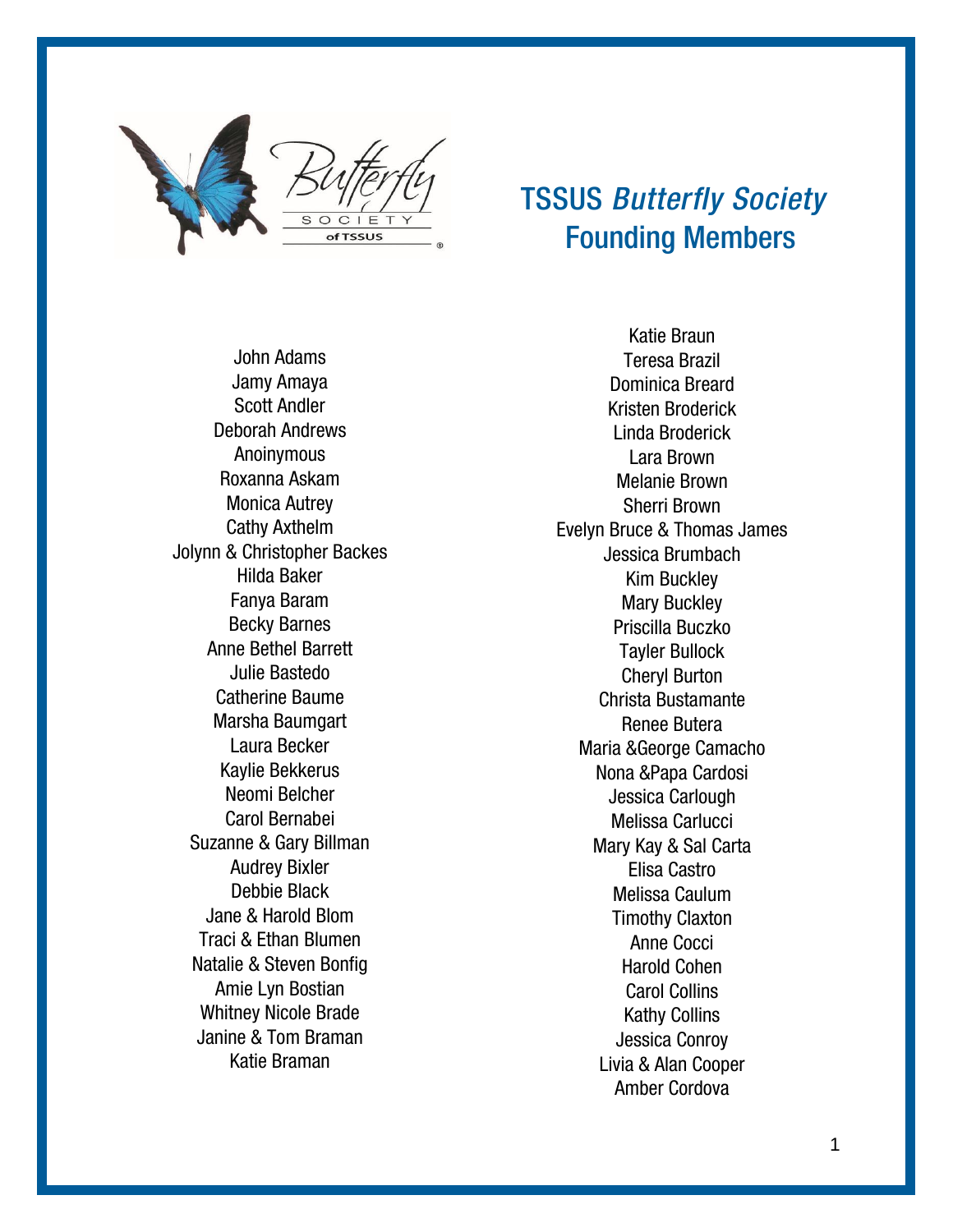# TSSUS *Butterfly Society* Founding Members

John Adams
Jamy Amaya
Scott Andler
Deborah Andrews
Anoinymous
Roxanna Askam
Monica Autrey
Cathy Axthelm
Jolynn & Christopher Backes
Hilda Baker
Fanya Baram
Becky Barnes
Anne Bethel Barrett
Julie Bastedo
Catherine Baume
Marsha Baumgart
Laura Becker
Kaylie Bekkerus
Neomi Belcher
Carol Bernabei
Suzanne & Gary Billman
Audrey Bixler
Debbie Black
Jane & Harold Blom
Traci & Ethan Blumen
Natalie & Steven Bonfig
Amie Lyn Bostian
Whitney Nicole Brade
Janine & Tom Braman
Katie Braman

Katie Braun
Teresa Brazil
Dominica Breard
Kristen Broderick
Linda Broderick
Lara Brown
Melanie Brown
Sherri Brown
Evelyn Bruce & Thomas James
Jessica Brumbach
Kim Buckley
Mary Buckley
Priscilla Buczko
Tayler Bullock
Cheryl Burton
Christa Bustamante
Renee Butera
Maria &George Camacho
Nona &Papa Cardosi
Jessica Carlough
Melissa Carlucci
Mary Kay & Sal Carta
Elisa Castro
Melissa Caulum
Timothy Claxton
Anne Cocci
Harold Cohen
Carol Collins
Kathy Collins
Jessica Conroy
Livia & Alan Cooper
Amber Cordova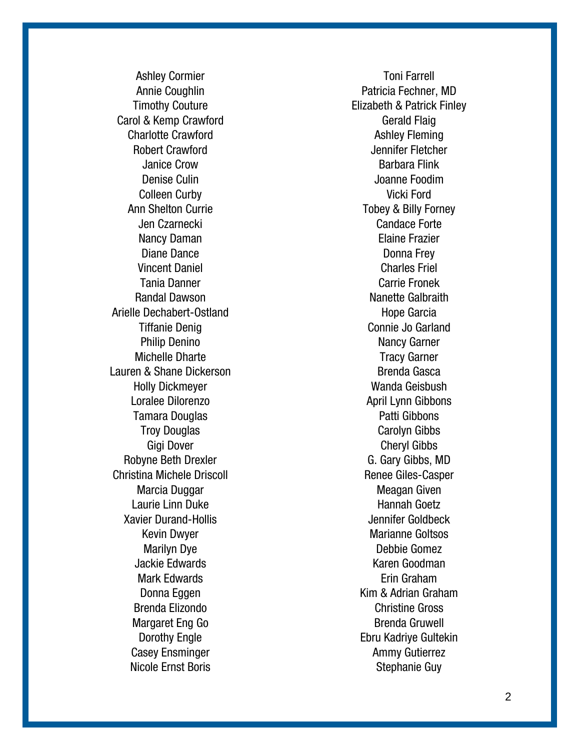Ashley Cormier
Annie Coughlin
Timothy Couture
Carol & Kemp Crawford
Charlotte Crawford
Robert Crawford
Janice Crow
Denise Culin
Colleen Curby
Ann Shelton Currie
Jen Czarnecki
Nancy Daman
Diane Dance
Vincent Daniel
Tania Danner
Randal Dawson
Arielle Dechabert-Ostland
Tiffanie Denig
Philip Denino
Michelle Dharte
Lauren & Shane Dickerson
Holly Dickmeyer
Loralee Dilorenzo
Tamara Douglas
Troy Douglas
Gigi Dover
Robyne Beth Drexler
Christina Michele Driscoll
Marcia Duggar
Laurie Linn Duke
Xavier Durand-Hollis
Kevin Dwyer
Marilyn Dye
Jackie Edwards
Mark Edwards
Donna Eggen
Brenda Elizondo
Margaret Eng Go
Dorothy Engle
Casey Ensminger
Nicole Ernst Boris
Toni Farrell
Patricia Fechner, MD
Elizabeth & Patrick Finley
Gerald Flaig
Ashley Fleming
Jennifer Fletcher
Barbara Flink
Joanne Foodim
Vicki Ford
Tobey & Billy Forney
Candace Forte
Elaine Frazier
Donna Frey
Charles Friel
Carrie Fronek
Nanette Galbraith
Hope Garcia
Connie Jo Garland
Nancy Garner
Tracy Garner
Brenda Gasca
Wanda Geisbush
April Lynn Gibbons
Patti Gibbons
Carolyn Gibbs
Cheryl Gibbs
G. Gary Gibbs, MD
Renee Giles-Casper
Meagan Given
Hannah Goetz
Jennifer Goldbeck
Marianne Goltsos
Debbie Gomez
Karen Goodman
Erin Graham
Kim & Adrian Graham
Christine Gross
Brenda Gruwell
Ebru Kadriye Gultekin
Ammy Gutierrez
Stephanie Guy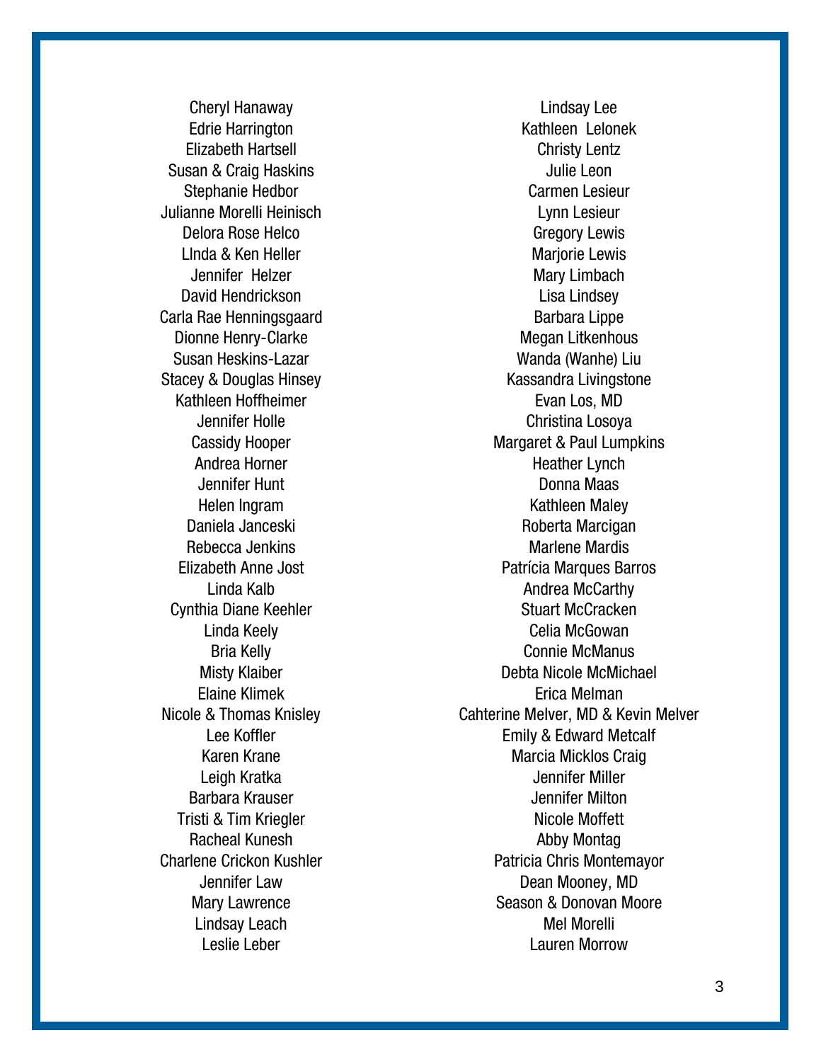Cheryl Hanaway
Edrie Harrington
Elizabeth Hartsell
Susan & Craig Haskins
Stephanie Hedbor
Julianne Morelli Heinisch
Delora Rose Helco
LInda & Ken Heller
Jennifer Helzer
David Hendrickson
Carla Rae Henningsgaard
Dionne Henry-Clarke
Susan Heskins-Lazar
Stacey & Douglas Hinsey
Kathleen Hoffheimer
Jennifer Holle
Cassidy Hooper
Andrea Horner
Jennifer Hunt
Helen Ingram
Daniela Janceski
Rebecca Jenkins
Elizabeth Anne Jost
Linda Kalb
Cynthia Diane Keehler
Linda Keely
Bria Kelly
Misty Klaiber
Elaine Klimek
Nicole & Thomas Knisley
Lee Koffler
Karen Krane
Leigh Kratka
Barbara Krauser
Tristi & Tim Kriegler
Racheal Kunesh
Charlene Crickon Kushler
Jennifer Law
Mary Lawrence
Lindsay Leach
Leslie Leber

Lindsay Lee
Kathleen Lelonek
Christy Lentz
Julie Leon
Carmen Lesieur
Lynn Lesieur
Gregory Lewis
Marjorie Lewis
Mary Limbach
Lisa Lindsey
Barbara Lippe
Megan Litkenhous
Wanda (Wanhe) Liu
Kassandra Livingstone
Evan Los, MD
Christina Losoya
Margaret & Paul Lumpkins
Heather Lynch
Donna Maas
Kathleen Maley
Roberta Marcigan
Marlene Mardis
Patrícia Marques Barros
Andrea McCarthy
Stuart McCracken
Celia McGowan
Connie McManus
Debta Nicole McMichael
Erica Melman
Cahterine Melver, MD & Kevin Melver
Emily & Edward Metcalf
Marcia Micklos Craig
Jennifer Miller
Jennifer Milton
Nicole Moffett
Abby Montag
Patricia Chris Montemayor
Dean Mooney, MD
Season & Donovan Moore
Mel Morelli
Lauren Morrow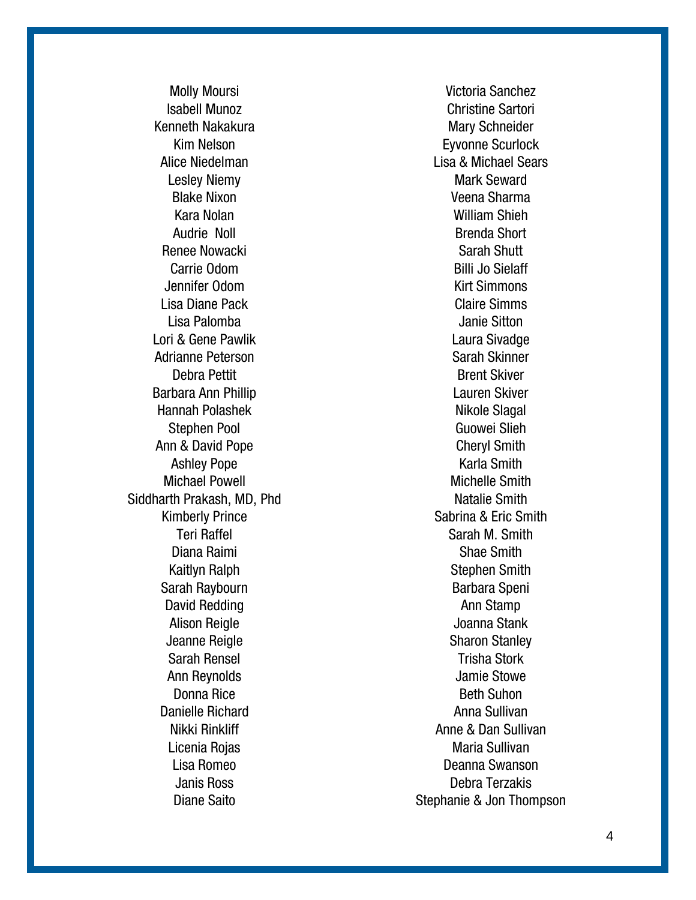Molly Moursi
Isabell Munoz
Kenneth Nakakura
Kim Nelson
Alice Niedelman
Lesley Niemy
Blake Nixon
Kara Nolan
Audrie Noll
Renee Nowacki
Carrie Odom
Jennifer Odom
Lisa Diane Pack
Lisa Palomba
Lori & Gene Pawlik
Adrianne Peterson
Debra Pettit
Barbara Ann Phillip
Hannah Polashek
Stephen Pool
Ann & David Pope
Ashley Pope
Michael Powell
Siddharth Prakash, MD, Phd
Kimberly Prince
Teri Raffel
Diana Raimi
Kaitlyn Ralph
Sarah Raybourn
David Redding
Alison Reigle
Jeanne Reigle
Sarah Rensel
Ann Reynolds
Donna Rice
Danielle Richard
Nikki Rinkliff
Licenia Rojas
Lisa Romeo
Janis Ross
Diane Saito

Victoria Sanchez
Christine Sartori
Mary Schneider
Eyvonne Scurlock
Lisa & Michael Sears
Mark Seward
Veena Sharma
William Shieh
Brenda Short
Sarah Shutt
Billi Jo Sielaff
Kirt Simmons
Claire Simms
Janie Sitton
Laura Sivadge
Sarah Skinner
Brent Skiver
Lauren Skiver
Nikole Slagal
Guowei Slieh
Cheryl Smith
Karla Smith
Michelle Smith
Natalie Smith
Sabrina & Eric Smith
Sarah M. Smith
Shae Smith
Stephen Smith
Barbara Speni
Ann Stamp
Joanna Stank
Sharon Stanley
Trisha Stork
Jamie Stowe
Beth Suhon
Anna Sullivan
Anne & Dan Sullivan
Maria Sullivan
Deanna Swanson
Debra Terzakis
Stephanie & Jon Thompson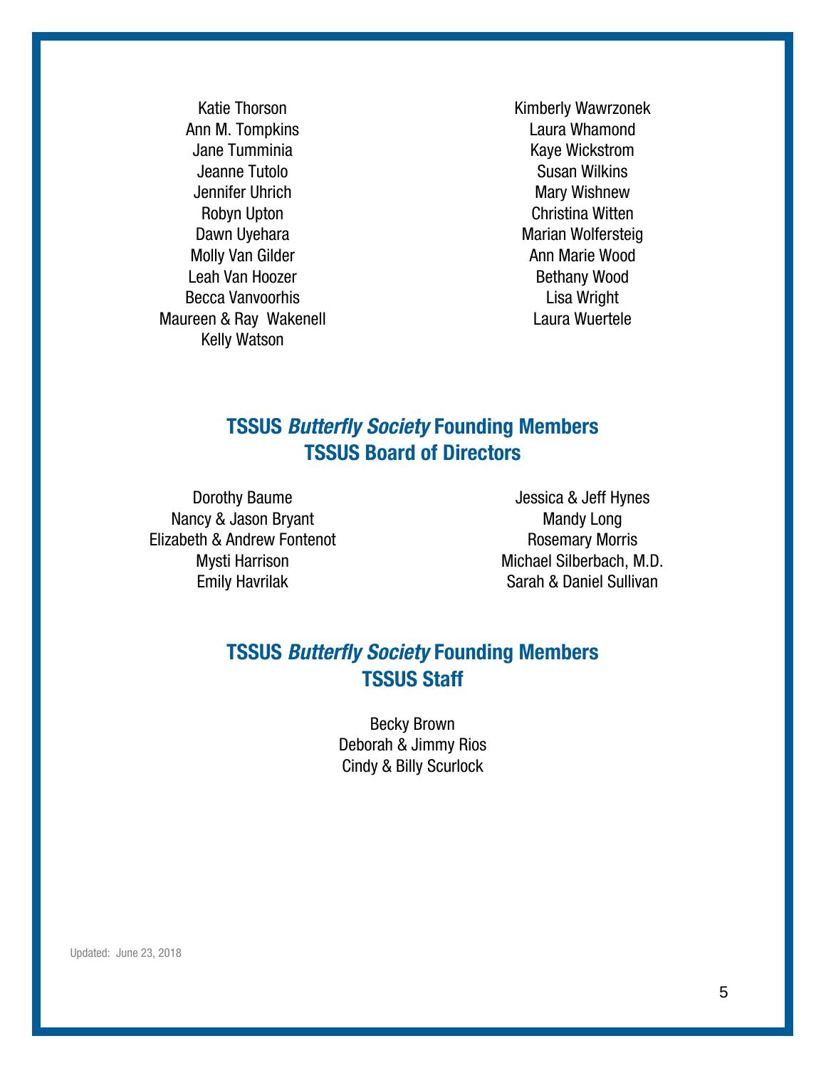Katie Thorson
Ann M. Tompkins
Jane Tumminia
Jeanne Tutolo
Jennifer Uhrich
Robyn Upton
Dawn Uyehara
Molly Van Gilder
Leah Van Hoozer
Becca Vanvoorhis
Maureen & Ray Wakenell
Kelly Watson
Kimberly Wawrzonek
Laura Whamond
Kaye Wickstrom
Susan Wilkins
Mary Wishnew
Christina Witten
Marian Wolfersteig
Ann Marie Wood
Bethany Wood
Lisa Wright
Laura Wuertele

## TSSUS *Butterfly Society* Founding Members
## TSSUS Board of Directors

Dorothy Baume
Nancy & Jason Bryant
Elizabeth & Andrew Fontenot
Mysti Harrison
Emily Havrilak
Jessica & Jeff Hynes
Mandy Long
Rosemary Morris
Michael Silberbach, M.D.
Sarah & Daniel Sullivan

## TSSUS *Butterfly Society* Founding Members
## TSSUS Staff

Becky Brown
Deborah & Jimmy Rios
Cindy & Billy Scurlock

Updated: June 23, 2018